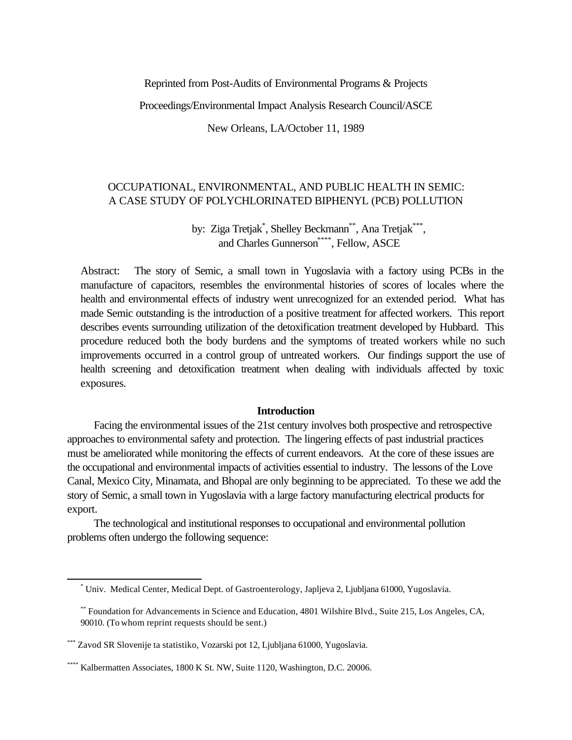Reprinted from Post-Audits of Environmental Programs & Projects

Proceedings/Environmental Impact Analysis Research Council/ASCE

New Orleans, LA/October 11, 1989

# OCCUPATIONAL, ENVIRONMENTAL, AND PUBLIC HEALTH IN SEMIC: A CASE STUDY OF POLYCHLORINATED BIPHENYL (PCB) POLLUTION

by: Ziga Tretjak[*], Shelley Beckmann[**], Ana Tretjak[***], and Charles Gunnerson[****], Fellow, ASCE

Abstract: The story of Semic, a small town in Yugoslavia with a factory using PCBs in the manufacture of capacitors, resembles the environmental histories of scores of locales where the health and environmental effects of industry went unrecognized for an extended period. What has made Semic outstanding is the introduction of a positive treatment for affected workers. This report describes events surrounding utilization of the detoxification treatment developed by Hubbard. This procedure reduced both the body burdens and the symptoms of treated workers while no such improvements occurred in a control group of untreated workers. Our findings support the use of health screening and detoxification treatment when dealing with individuals affected by toxic exposures.

## Introduction

Facing the environmental issues of the 21st century involves both prospective and retrospective approaches to environmental safety and protection. The lingering effects of past industrial practices must be ameliorated while monitoring the effects of current endeavors. At the core of these issues are the occupational and environmental impacts of activities essential to industry. The lessons of the Love Canal, Mexico City, Minamata, and Bhopal are only beginning to be appreciated. To these we add the story of Semic, a small town in Yugoslavia with a large factory manufacturing electrical products for export.

The technological and institutional responses to occupational and environmental pollution problems often undergo the following sequence:

---

[*] Univ. Medical Center, Medical Dept. of Gastroenterology, Japljeva 2, Ljubljana 61000, Yugoslavia.

[**] Foundation for Advancements in Science and Education, 4801 Wilshire Blvd., Suite 215, Los Angeles, CA, 90010. (To whom reprint requests should be sent.)

[***] Zavod SR Slovenije ta statistiko, Vozarski pot 12, Ljubljana 61000, Yugoslavia.

[****] Kalbermatten Associates, 1800 K St. NW, Suite 1120, Washington, D.C. 20006.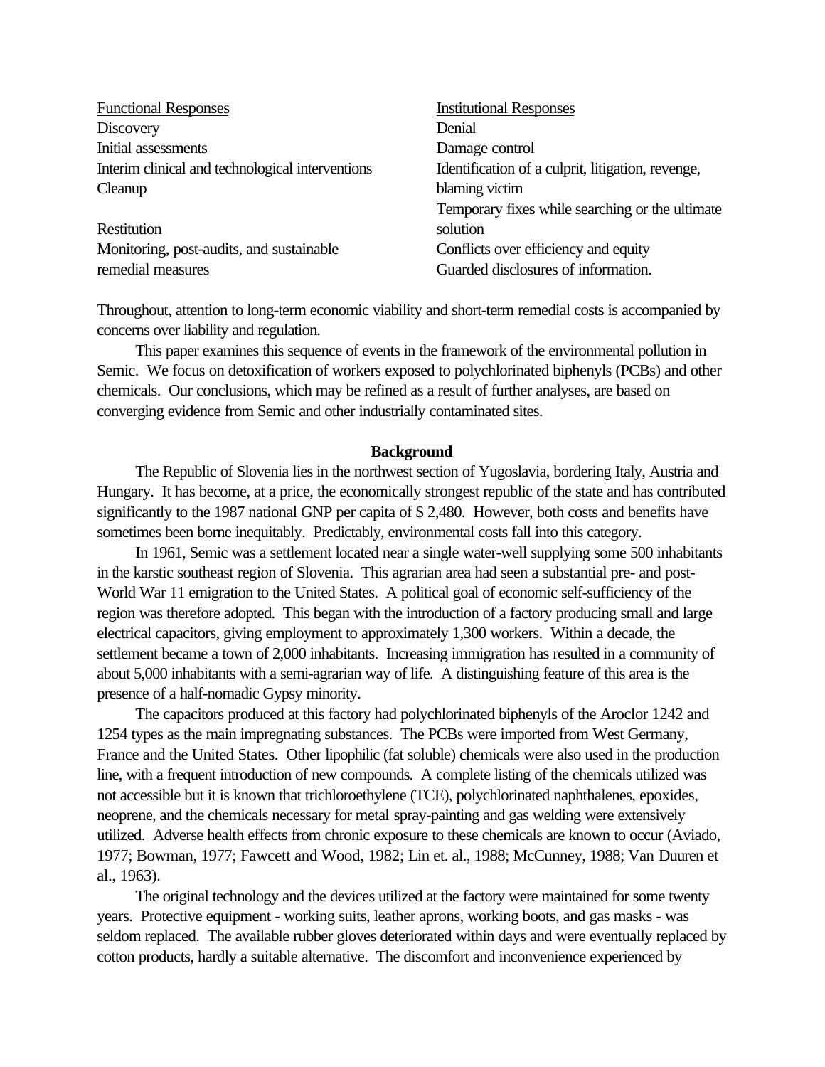| Functional Responses | Institutional Responses |
|---|---|
| Discovery | Denial |
| Initial assessments | Damage control |
| Interim clinical and technological interventions | Identification of a culprit, litigation, revenge, blaming victim |
| Cleanup | Temporary fixes while searching or the ultimate solution |
| Restitution | Conflicts over efficiency and equity |
| Monitoring, post-audits, and sustainable remedial measures | Guarded disclosures of information. |

Throughout, attention to long-term economic viability and short-term remedial costs is accompanied by concerns over liability and regulation.

This paper examines this sequence of events in the framework of the environmental pollution in Semic. We focus on detoxification of workers exposed to polychlorinated biphenyls (PCBs) and other chemicals. Our conclusions, which may be refined as a result of further analyses, are based on converging evidence from Semic and other industrially contaminated sites.

## Background

The Republic of Slovenia lies in the northwest section of Yugoslavia, bordering Italy, Austria and Hungary. It has become, at a price, the economically strongest republic of the state and has contributed significantly to the 1987 national GNP per capita of $ 2,480. However, both costs and benefits have sometimes been borne inequitably. Predictably, environmental costs fall into this category.

In 1961, Semic was a settlement located near a single water-well supplying some 500 inhabitants in the karstic southeast region of Slovenia. This agrarian area had seen a substantial pre- and post-World War 11 emigration to the United States. A political goal of economic self-sufficiency of the region was therefore adopted. This began with the introduction of a factory producing small and large electrical capacitors, giving employment to approximately 1,300 workers. Within a decade, the settlement became a town of 2,000 inhabitants. Increasing immigration has resulted in a community of about 5,000 inhabitants with a semi-agrarian way of life. A distinguishing feature of this area is the presence of a half-nomadic Gypsy minority.

The capacitors produced at this factory had polychlorinated biphenyls of the Aroclor 1242 and 1254 types as the main impregnating substances. The PCBs were imported from West Germany, France and the United States. Other lipophilic (fat soluble) chemicals were also used in the production line, with a frequent introduction of new compounds. A complete listing of the chemicals utilized was not accessible but it is known that trichloroethylene (TCE), polychlorinated naphthalenes, epoxides, neoprene, and the chemicals necessary for metal spray-painting and gas welding were extensively utilized. Adverse health effects from chronic exposure to these chemicals are known to occur (Aviado, 1977; Bowman, 1977; Fawcett and Wood, 1982; Lin et. al., 1988; McCunney, 1988; Van Duuren et al., 1963).

The original technology and the devices utilized at the factory were maintained for some twenty years. Protective equipment - working suits, leather aprons, working boots, and gas masks - was seldom replaced. The available rubber gloves deteriorated within days and were eventually replaced by cotton products, hardly a suitable alternative. The discomfort and inconvenience experienced by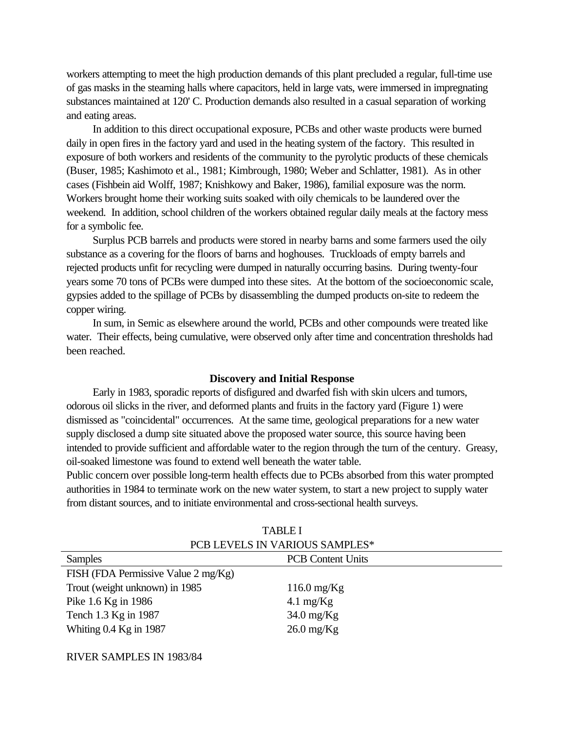workers attempting to meet the high production demands of this plant precluded a regular, full-time use of gas masks in the steaming halls where capacitors, held in large vats, were immersed in impregnating substances maintained at 120' C. Production demands also resulted in a casual separation of working and eating areas.

In addition to this direct occupational exposure, PCBs and other waste products were burned daily in open fires in the factory yard and used in the heating system of the factory. This resulted in exposure of both workers and residents of the community to the pyrolytic products of these chemicals (Buser, 1985; Kashimoto et al., 1981; Kimbrough, 1980; Weber and Schlatter, 1981). As in other cases (Fishbein aid Wolff, 1987; Knishkowy and Baker, 1986), familial exposure was the norm. Workers brought home their working suits soaked with oily chemicals to be laundered over the weekend. In addition, school children of the workers obtained regular daily meals at the factory mess for a symbolic fee.

Surplus PCB barrels and products were stored in nearby barns and some farmers used the oily substance as a covering for the floors of barns and hoghouses. Truckloads of empty barrels and rejected products unfit for recycling were dumped in naturally occurring basins. During twenty-four years some 70 tons of PCBs were dumped into these sites. At the bottom of the socioeconomic scale, gypsies added to the spillage of PCBs by disassembling the dumped products on-site to redeem the copper wiring.

In sum, in Semic as elsewhere around the world, PCBs and other compounds were treated like water. Their effects, being cumulative, were observed only after time and concentration thresholds had been reached.

### Discovery and Initial Response

Early in 1983, sporadic reports of disfigured and dwarfed fish with skin ulcers and tumors, odorous oil slicks in the river, and deformed plants and fruits in the factory yard (Figure 1) were dismissed as "coincidental" occurrences. At the same time, geological preparations for a new water supply disclosed a dump site situated above the proposed water source, this source having been intended to provide sufficient and affordable water to the region through the turn of the century. Greasy, oil-soaked limestone was found to extend well beneath the water table.

Public concern over possible long-term health effects due to PCBs absorbed from this water prompted authorities in 1984 to terminate work on the new water system, to start a new project to supply water from distant sources, and to initiate environmental and cross-sectional health surveys.

TABLE I

PCB LEVELS IN VARIOUS SAMPLES*

| Samples | PCB Content Units |
|---|---|
| FISH (FDA Permissive Value 2 mg/Kg) | |
| Trout (weight unknown) in 1985 | 116.0 mg/Kg |
| Pike 1.6 Kg in 1986 | 4.1 mg/Kg |
| Tench 1.3 Kg in 1987 | 34.0 mg/Kg |
| Whiting 0.4 Kg in 1987 | 26.0 mg/Kg |
| | |
| RIVER SAMPLES IN 1983/84 | |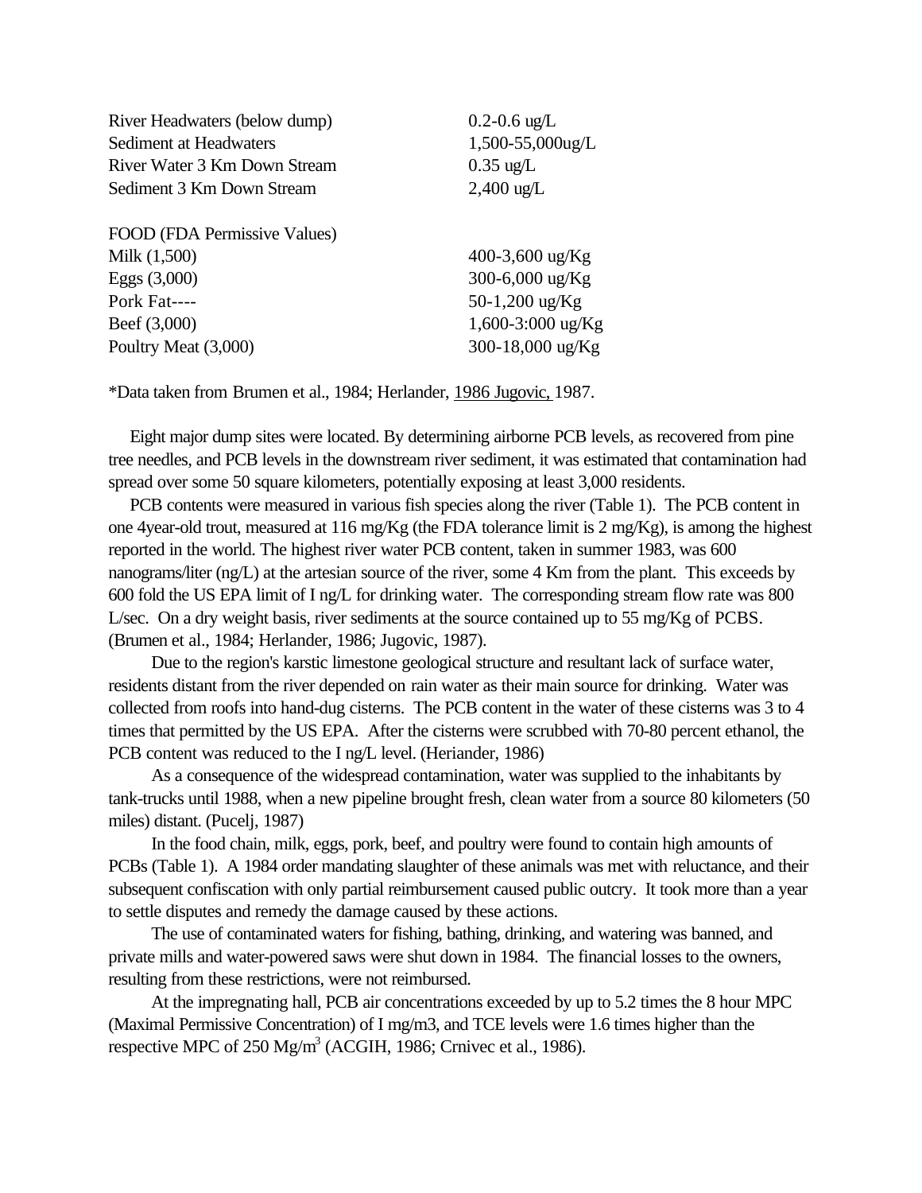| | |
|---|---|
| River Headwaters (below dump) | 0.2-0.6 ug/L |
| Sediment at Headwaters | 1,500-55,000ug/L |
| River Water 3 Km Down Stream | 0.35 ug/L |
| Sediment 3 Km Down Stream | 2,400 ug/L |
| | |
| FOOD (FDA Permissive Values) | |
| Milk (1,500) | 400-3,600 ug/Kg |
| Eggs (3,000) | 300-6,000 ug/Kg |
| Pork Fat---- | 50-1,200 ug/Kg |
| Beef (3,000) | 1,600-3:000 ug/Kg |
| Poultry Meat (3,000) | 300-18,000 ug/Kg |

*Data taken from Brumen et al., 1984; Herlander, 1986 Jugovic, 1987.

Eight major dump sites were located. By determining airborne PCB levels, as recovered from pine tree needles, and PCB levels in the downstream river sediment, it was estimated that contamination had spread over some 50 square kilometers, potentially exposing at least 3,000 residents.

PCB contents were measured in various fish species along the river (Table 1). The PCB content in one 4year-old trout, measured at 116 mg/Kg (the FDA tolerance limit is 2 mg/Kg), is among the highest reported in the world. The highest river water PCB content, taken in summer 1983, was 600 nanograms/liter (ng/L) at the artesian source of the river, some 4 Km from the plant. This exceeds by 600 fold the US EPA limit of I ng/L for drinking water. The corresponding stream flow rate was 800 L/sec. On a dry weight basis, river sediments at the source contained up to 55 mg/Kg of PCBS. (Brumen et al., 1984; Herlander, 1986; Jugovic, 1987).

Due to the region's karstic limestone geological structure and resultant lack of surface water, residents distant from the river depended on rain water as their main source for drinking. Water was collected from roofs into hand-dug cisterns. The PCB content in the water of these cisterns was 3 to 4 times that permitted by the US EPA. After the cisterns were scrubbed with 70-80 percent ethanol, the PCB content was reduced to the I ng/L level. (Heriander, 1986)

As a consequence of the widespread contamination, water was supplied to the inhabitants by tank-trucks until 1988, when a new pipeline brought fresh, clean water from a source 80 kilometers (50 miles) distant. (Pucelj, 1987)

In the food chain, milk, eggs, pork, beef, and poultry were found to contain high amounts of PCBs (Table 1). A 1984 order mandating slaughter of these animals was met with reluctance, and their subsequent confiscation with only partial reimbursement caused public outcry. It took more than a year to settle disputes and remedy the damage caused by these actions.

The use of contaminated waters for fishing, bathing, drinking, and watering was banned, and private mills and water-powered saws were shut down in 1984. The financial losses to the owners, resulting from these restrictions, were not reimbursed.

At the impregnating hall, PCB air concentrations exceeded by up to 5.2 times the 8 hour MPC (Maximal Permissive Concentration) of I mg/m3, and TCE levels were 1.6 times higher than the respective MPC of 250 $Mg/m^3$ (ACGIH, 1986; Crnivec et al., 1986).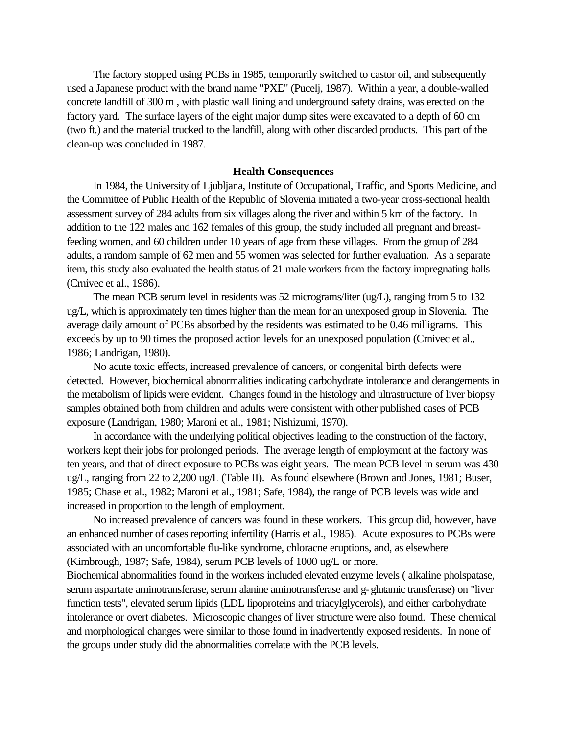The factory stopped using PCBs in 1985, temporarily switched to castor oil, and subsequently used a Japanese product with the brand name "PXE" (Pucelj, 1987). Within a year, a double-walled concrete landfill of 300 m , with plastic wall lining and underground safety drains, was erected on the factory yard. The surface layers of the eight major dump sites were excavated to a depth of 60 cm (two ft.) and the material trucked to the landfill, along with other discarded products. This part of the clean-up was concluded in 1987.

## Health Consequences

In 1984, the University of Ljubljana, Institute of Occupational, Traffic, and Sports Medicine, and the Committee of Public Health of the Republic of Slovenia initiated a two-year cross-sectional health assessment survey of 284 adults from six villages along the river and within 5 km of the factory. In addition to the 122 males and 162 females of this group, the study included all pregnant and breast-feeding women, and 60 children under 10 years of age from these villages. From the group of 284 adults, a random sample of 62 men and 55 women was selected for further evaluation. As a separate item, this study also evaluated the health status of 21 male workers from the factory impregnating halls (Crnivec et al., 1986).

The mean PCB serum level in residents was 52 micrograms/liter (ug/L), ranging from 5 to 132 ug/L, which is approximately ten times higher than the mean for an unexposed group in Slovenia. The average daily amount of PCBs absorbed by the residents was estimated to be 0.46 milligrams. This exceeds by up to 90 times the proposed action levels for an unexposed population (Crnivec et al., 1986; Landrigan, 1980).

No acute toxic effects, increased prevalence of cancers, or congenital birth defects were detected. However, biochemical abnormalities indicating carbohydrate intolerance and derangements in the metabolism of lipids were evident. Changes found in the histology and ultrastructure of liver biopsy samples obtained both from children and adults were consistent with other published cases of PCB exposure (Landrigan, 1980; Maroni et al., 1981; Nishizumi, 1970).

In accordance with the underlying political objectives leading to the construction of the factory, workers kept their jobs for prolonged periods. The average length of employment at the factory was ten years, and that of direct exposure to PCBs was eight years. The mean PCB level in serum was 430 ug/L, ranging from 22 to 2,200 ug/L (Table II). As found elsewhere (Brown and Jones, 1981; Buser, 1985; Chase et al., 1982; Maroni et al., 1981; Safe, 1984), the range of PCB levels was wide and increased in proportion to the length of employment.

No increased prevalence of cancers was found in these workers. This group did, however, have an enhanced number of cases reporting infertility (Harris et al., 1985). Acute exposures to PCBs were associated with an uncomfortable flu-like syndrome, chloracne eruptions, and, as elsewhere (Kimbrough, 1987; Safe, 1984), serum PCB levels of 1000 ug/L or more.

Biochemical abnormalities found in the workers included elevated enzyme levels ( alkaline pholspatase, serum aspartate aminotransferase, serum alanine aminotransferase and g-glutamic transferase) on "liver function tests", elevated serum lipids (LDL lipoproteins and triacylglycerols), and either carbohydrate intolerance or overt diabetes. Microscopic changes of liver structure were also found. These chemical and morphological changes were similar to those found in inadvertently exposed residents. In none of the groups under study did the abnormalities correlate with the PCB levels.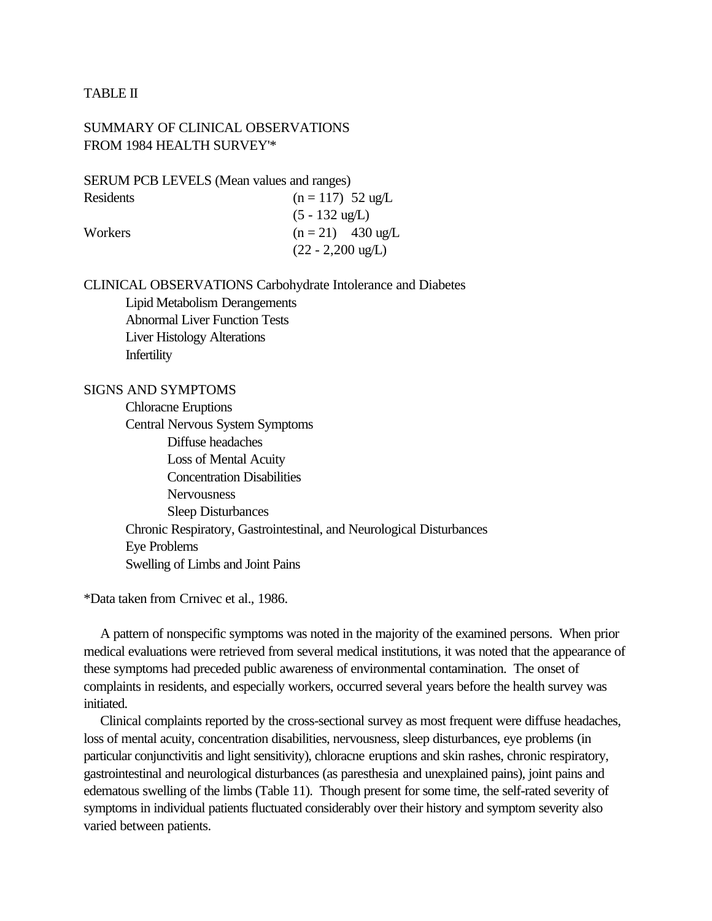TABLE II

SUMMARY OF CLINICAL OBSERVATIONS FROM 1984 HEALTH SURVEY'*

SERUM PCB LEVELS (Mean values and ranges)

| | |
|---|---|
| Residents | (n = 117) 52 ug/L (5 - 132 ug/L) |
| Workers | (n = 21) 430 ug/L (22 - 2,200 ug/L) |

CLINICAL OBSERVATIONS Carbohydrate Intolerance and Diabetes
- Lipid Metabolism Derangements
- Abnormal Liver Function Tests
- Liver Histology Alterations
- Infertility

SIGNS AND SYMPTOMS
- Chloracne Eruptions
- Central Nervous System Symptoms
  - Diffuse headaches
  - Loss of Mental Acuity
  - Concentration Disabilities
  - Nervousness
  - Sleep Disturbances
- Chronic Respiratory, Gastrointestinal, and Neurological Disturbances
- Eye Problems
- Swelling of Limbs and Joint Pains

*Data taken from Crnivec et al., 1986.

A pattern of nonspecific symptoms was noted in the majority of the examined persons. When prior medical evaluations were retrieved from several medical institutions, it was noted that the appearance of these symptoms had preceded public awareness of environmental contamination. The onset of complaints in residents, and especially workers, occurred several years before the health survey was initiated.

Clinical complaints reported by the cross-sectional survey as most frequent were diffuse headaches, loss of mental acuity, concentration disabilities, nervousness, sleep disturbances, eye problems (in particular conjunctivitis and light sensitivity), chloracne eruptions and skin rashes, chronic respiratory, gastrointestinal and neurological disturbances (as paresthesia and unexplained pains), joint pains and edematous swelling of the limbs (Table 11). Though present for some time, the self-rated severity of symptoms in individual patients fluctuated considerably over their history and symptom severity also varied between patients.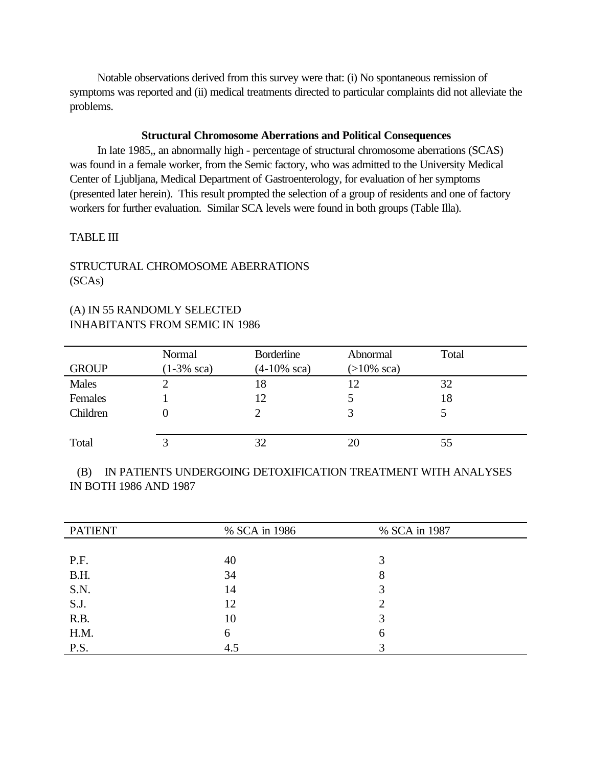Notable observations derived from this survey were that: (i) No spontaneous remission of symptoms was reported and (ii) medical treatments directed to particular complaints did not alleviate the problems.

### Structural Chromosome Aberrations and Political Consequences

In late 1985,, an abnormally high - percentage of structural chromosome aberrations (SCAS) was found in a female worker, from the Semic factory, who was admitted to the University Medical Center of Ljubljana, Medical Department of Gastroenterology, for evaluation of her symptoms (presented later herein). This result prompted the selection of a group of residents and one of factory workers for further evaluation. Similar SCA levels were found in both groups (Table IIIa).

TABLE III

STRUCTURAL CHROMOSOME ABERRATIONS (SCAs)

(A) IN 55 RANDOMLY SELECTED INHABITANTS FROM SEMIC IN 1986

| GROUP | Normal (1-3% sca) | Borderline (4-10% sca) | Abnormal (>10% sca) | Total |
|---|---|---|---|---|
| Males | 2 | 18 | 12 | 32 |
| Females | 1 | 12 | 5 | 18 |
| Children | 0 | 2 | 3 | 5 |
| Total | 3 | 32 | 20 | 55 |

(B) IN PATIENTS UNDERGOING DETOXIFICATION TREATMENT WITH ANALYSES IN BOTH 1986 AND 1987

| PATIENT | % SCA in 1986 | % SCA in 1987 |
|---|---|---|
| P.F. | 40 | 3 |
| B.H. | 34 | 8 |
| S.N. | 14 | 3 |
| S.J. | 12 | 2 |
| R.B. | 10 | 3 |
| H.M. | 6 | 6 |
| P.S. | 4.5 | 3 |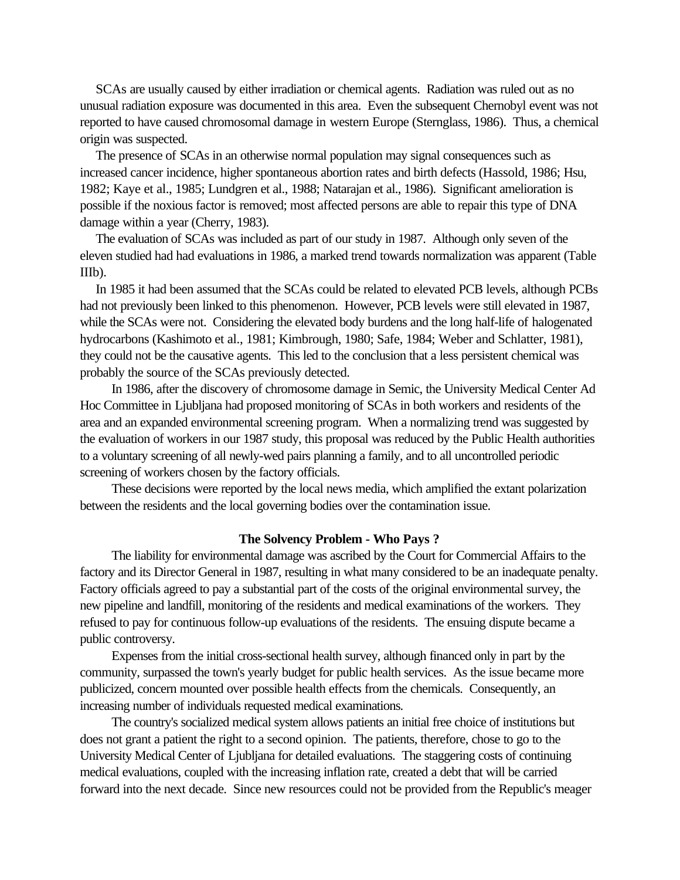SCAs are usually caused by either irradiation or chemical agents. Radiation was ruled out as no unusual radiation exposure was documented in this area. Even the subsequent Chernobyl event was not reported to have caused chromosomal damage in western Europe (Sternglass, 1986). Thus, a chemical origin was suspected.

The presence of SCAs in an otherwise normal population may signal consequences such as increased cancer incidence, higher spontaneous abortion rates and birth defects (Hassold, 1986; Hsu, 1982; Kaye et al., 1985; Lundgren et al., 1988; Natarajan et al., 1986). Significant amelioration is possible if the noxious factor is removed; most affected persons are able to repair this type of DNA damage within a year (Cherry, 1983).

The evaluation of SCAs was included as part of our study in 1987. Although only seven of the eleven studied had had evaluations in 1986, a marked trend towards normalization was apparent (Table IIIb).

In 1985 it had been assumed that the SCAs could be related to elevated PCB levels, although PCBs had not previously been linked to this phenomenon. However, PCB levels were still elevated in 1987, while the SCAs were not. Considering the elevated body burdens and the long half-life of halogenated hydrocarbons (Kashimoto et al., 1981; Kimbrough, 1980; Safe, 1984; Weber and Schlatter, 1981), they could not be the causative agents. This led to the conclusion that a less persistent chemical was probably the source of the SCAs previously detected.

In 1986, after the discovery of chromosome damage in Semic, the University Medical Center Ad Hoc Committee in Ljubljana had proposed monitoring of SCAs in both workers and residents of the area and an expanded environmental screening program. When a normalizing trend was suggested by the evaluation of workers in our 1987 study, this proposal was reduced by the Public Health authorities to a voluntary screening of all newly-wed pairs planning a family, and to all uncontrolled periodic screening of workers chosen by the factory officials.

These decisions were reported by the local news media, which amplified the extant polarization between the residents and the local governing bodies over the contamination issue.

**The Solvency Problem - Who Pays ?**

The liability for environmental damage was ascribed by the Court for Commercial Affairs to the factory and its Director General in 1987, resulting in what many considered to be an inadequate penalty. Factory officials agreed to pay a substantial part of the costs of the original environmental survey, the new pipeline and landfill, monitoring of the residents and medical examinations of the workers. They refused to pay for continuous follow-up evaluations of the residents. The ensuing dispute became a public controversy.

Expenses from the initial cross-sectional health survey, although financed only in part by the community, surpassed the town's yearly budget for public health services. As the issue became more publicized, concern mounted over possible health effects from the chemicals. Consequently, an increasing number of individuals requested medical examinations.

The country's socialized medical system allows patients an initial free choice of institutions but does not grant a patient the right to a second opinion. The patients, therefore, chose to go to the University Medical Center of Ljubljana for detailed evaluations. The staggering costs of continuing medical evaluations, coupled with the increasing inflation rate, created a debt that will be carried forward into the next decade. Since new resources could not be provided from the Republic's meager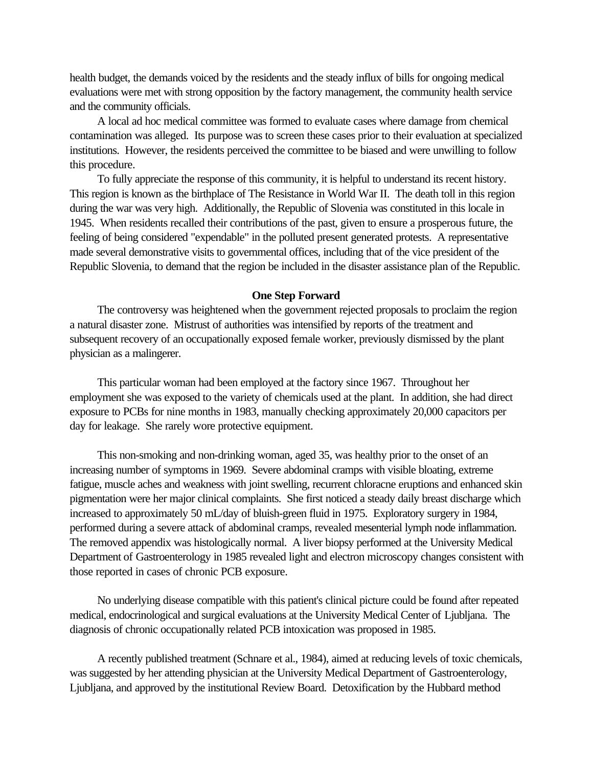health budget, the demands voiced by the residents and the steady influx of bills for ongoing medical evaluations were met with strong opposition by the factory management, the community health service and the community officials.

A local ad hoc medical committee was formed to evaluate cases where damage from chemical contamination was alleged. Its purpose was to screen these cases prior to their evaluation at specialized institutions. However, the residents perceived the committee to be biased and were unwilling to follow this procedure.

To fully appreciate the response of this community, it is helpful to understand its recent history. This region is known as the birthplace of The Resistance in World War II. The death toll in this region during the war was very high. Additionally, the Republic of Slovenia was constituted in this locale in 1945. When residents recalled their contributions of the past, given to ensure a prosperous future, the feeling of being considered "expendable" in the polluted present generated protests. A representative made several demonstrative visits to governmental offices, including that of the vice president of the Republic Slovenia, to demand that the region be included in the disaster assistance plan of the Republic.

**One Step Forward**

The controversy was heightened when the government rejected proposals to proclaim the region a natural disaster zone. Mistrust of authorities was intensified by reports of the treatment and subsequent recovery of an occupationally exposed female worker, previously dismissed by the plant physician as a malingerer.

This particular woman had been employed at the factory since 1967. Throughout her employment she was exposed to the variety of chemicals used at the plant. In addition, she had direct exposure to PCBs for nine months in 1983, manually checking approximately 20,000 capacitors per day for leakage. She rarely wore protective equipment.

This non-smoking and non-drinking woman, aged 35, was healthy prior to the onset of an increasing number of symptoms in 1969. Severe abdominal cramps with visible bloating, extreme fatigue, muscle aches and weakness with joint swelling, recurrent chloracne eruptions and enhanced skin pigmentation were her major clinical complaints. She first noticed a steady daily breast discharge which increased to approximately 50 mL/day of bluish-green fluid in 1975. Exploratory surgery in 1984, performed during a severe attack of abdominal cramps, revealed mesenterial lymph node inflammation. The removed appendix was histologically normal. A liver biopsy performed at the University Medical Department of Gastroenterology in 1985 revealed light and electron microscopy changes consistent with those reported in cases of chronic PCB exposure.

No underlying disease compatible with this patient's clinical picture could be found after repeated medical, endocrinological and surgical evaluations at the University Medical Center of Ljubljana. The diagnosis of chronic occupationally related PCB intoxication was proposed in 1985.

A recently published treatment (Schnare et al., 1984), aimed at reducing levels of toxic chemicals, was suggested by her attending physician at the University Medical Department of Gastroenterology, Ljubljana, and approved by the institutional Review Board. Detoxification by the Hubbard method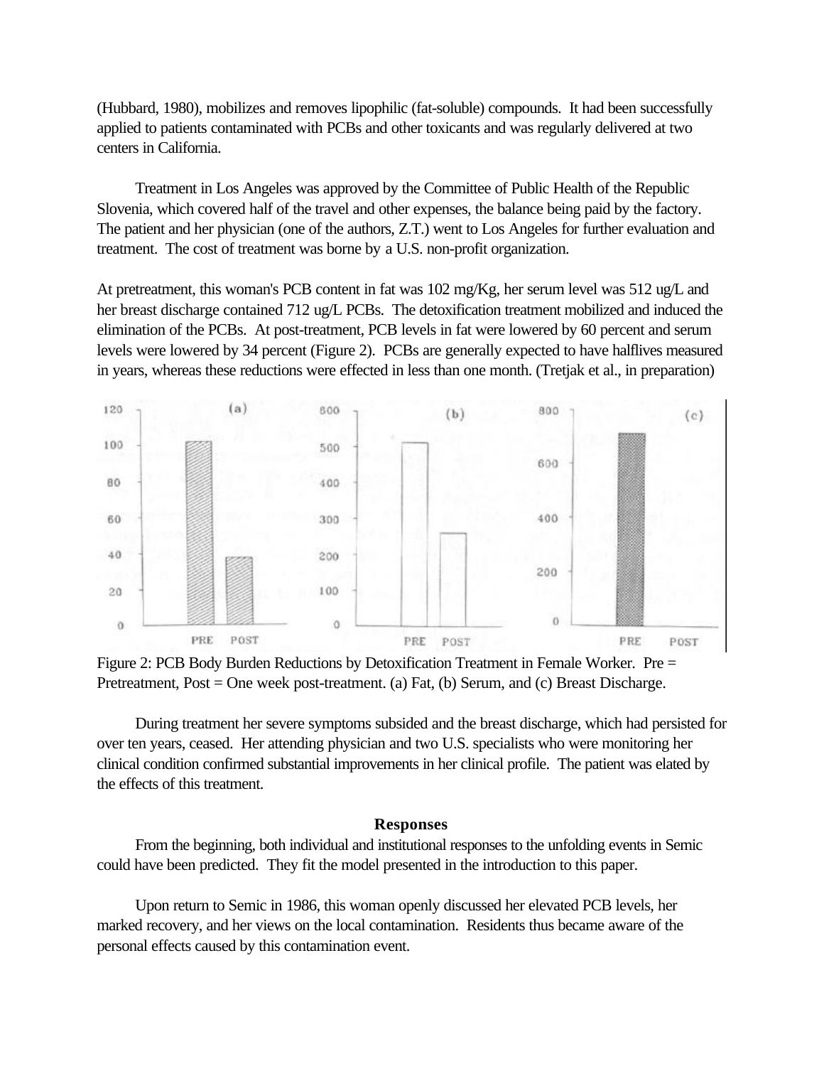(Hubbard, 1980), mobilizes and removes lipophilic (fat-soluble) compounds. It had been successfully applied to patients contaminated with PCBs and other toxicants and was regularly delivered at two centers in California.

Treatment in Los Angeles was approved by the Committee of Public Health of the Republic Slovenia, which covered half of the travel and other expenses, the balance being paid by the factory. The patient and her physician (one of the authors, Z.T.) went to Los Angeles for further evaluation and treatment. The cost of treatment was borne by a U.S. non-profit organization.

At pretreatment, this woman's PCB content in fat was 102 mg/Kg, her serum level was 512 ug/L and her breast discharge contained 712 ug/L PCBs. The detoxification treatment mobilized and induced the elimination of the PCBs. At post-treatment, PCB levels in fat were lowered by 60 percent and serum levels were lowered by 34 percent (Figure 2). PCBs are generally expected to have halflives measured in years, whereas these reductions were effected in less than one month. (Tretjak et al., in preparation)

(a)
120
100
80
60
40
20
0
PRE POST

(b)
600
500
400
300
200
100
0
PRE POST

(c)
800
600
400
200
0
PRE POST

Figure 2: PCB Body Burden Reductions by Detoxification Treatment in Female Worker. Pre = Pretreatment, Post = One week post-treatment. (a) Fat, (b) Serum, and (c) Breast Discharge.

During treatment her severe symptoms subsided and the breast discharge, which had persisted for over ten years, ceased. Her attending physician and two U.S. specialists who were monitoring her clinical condition confirmed substantial improvements in her clinical profile. The patient was elated by the effects of this treatment.

## Responses

From the beginning, both individual and institutional responses to the unfolding events in Semic could have been predicted. They fit the model presented in the introduction to this paper.

Upon return to Semic in 1986, this woman openly discussed her elevated PCB levels, her marked recovery, and her views on the local contamination. Residents thus became aware of the personal effects caused by this contamination event.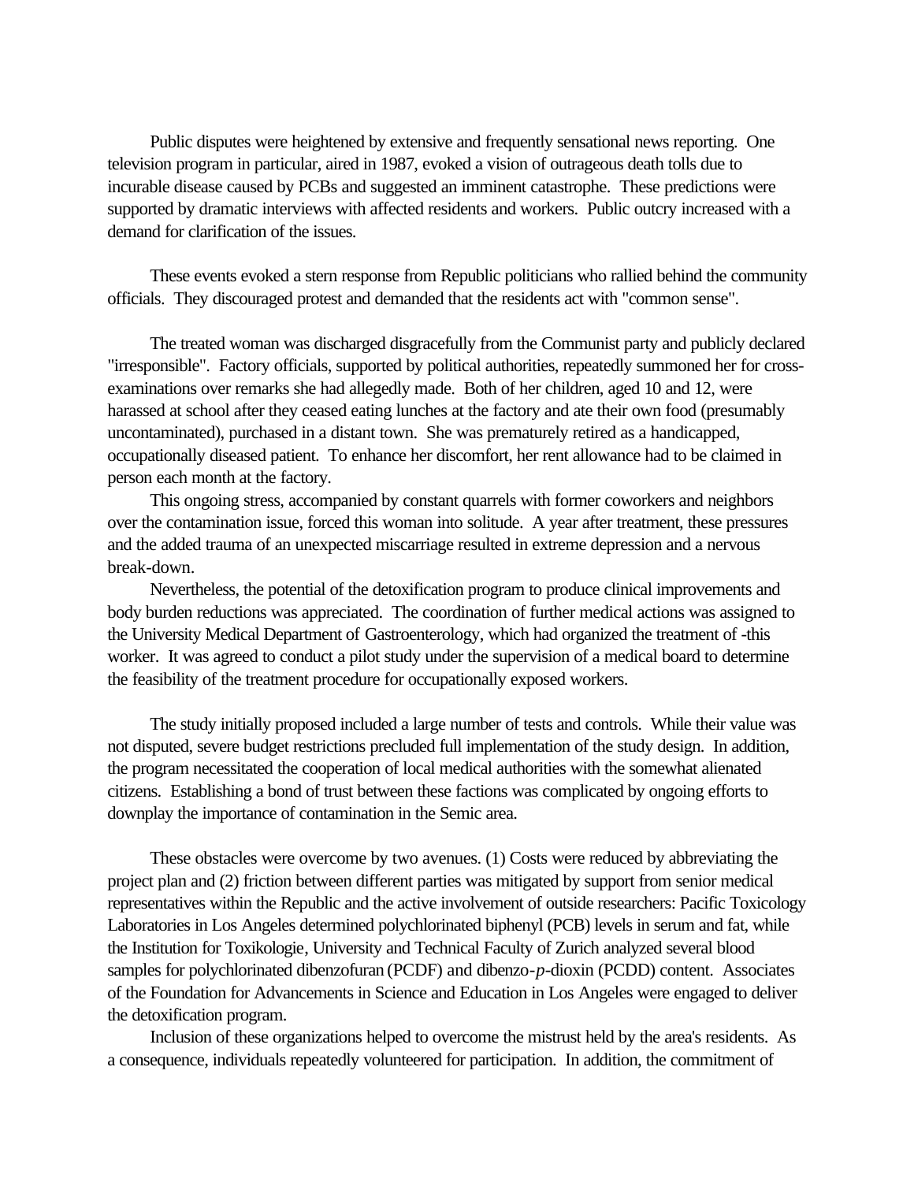Public disputes were heightened by extensive and frequently sensational news reporting. One television program in particular, aired in 1987, evoked a vision of outrageous death tolls due to incurable disease caused by PCBs and suggested an imminent catastrophe. These predictions were supported by dramatic interviews with affected residents and workers. Public outcry increased with a demand for clarification of the issues.

These events evoked a stern response from Republic politicians who rallied behind the community officials. They discouraged protest and demanded that the residents act with "common sense".

The treated woman was discharged disgracefully from the Communist party and publicly declared "irresponsible". Factory officials, supported by political authorities, repeatedly summoned her for cross-examinations over remarks she had allegedly made. Both of her children, aged 10 and 12, were harassed at school after they ceased eating lunches at the factory and ate their own food (presumably uncontaminated), purchased in a distant town. She was prematurely retired as a handicapped, occupationally diseased patient. To enhance her discomfort, her rent allowance had to be claimed in person each month at the factory.

This ongoing stress, accompanied by constant quarrels with former coworkers and neighbors over the contamination issue, forced this woman into solitude. A year after treatment, these pressures and the added trauma of an unexpected miscarriage resulted in extreme depression and a nervous break-down.

Nevertheless, the potential of the detoxification program to produce clinical improvements and body burden reductions was appreciated. The coordination of further medical actions was assigned to the University Medical Department of Gastroenterology, which had organized the treatment of -this worker. It was agreed to conduct a pilot study under the supervision of a medical board to determine the feasibility of the treatment procedure for occupationally exposed workers.

The study initially proposed included a large number of tests and controls. While their value was not disputed, severe budget restrictions precluded full implementation of the study design. In addition, the program necessitated the cooperation of local medical authorities with the somewhat alienated citizens. Establishing a bond of trust between these factions was complicated by ongoing efforts to downplay the importance of contamination in the Semic area.

These obstacles were overcome by two avenues. (1) Costs were reduced by abbreviating the project plan and (2) friction between different parties was mitigated by support from senior medical representatives within the Republic and the active involvement of outside researchers: Pacific Toxicology Laboratories in Los Angeles determined polychlorinated biphenyl (PCB) levels in serum and fat, while the Institution for Toxikologie, University and Technical Faculty of Zurich analyzed several blood samples for polychlorinated dibenzofuran (PCDF) and dibenzo-*p*-dioxin (PCDD) content. Associates of the Foundation for Advancements in Science and Education in Los Angeles were engaged to deliver the detoxification program.

Inclusion of these organizations helped to overcome the mistrust held by the area's residents. As a consequence, individuals repeatedly volunteered for participation. In addition, the commitment of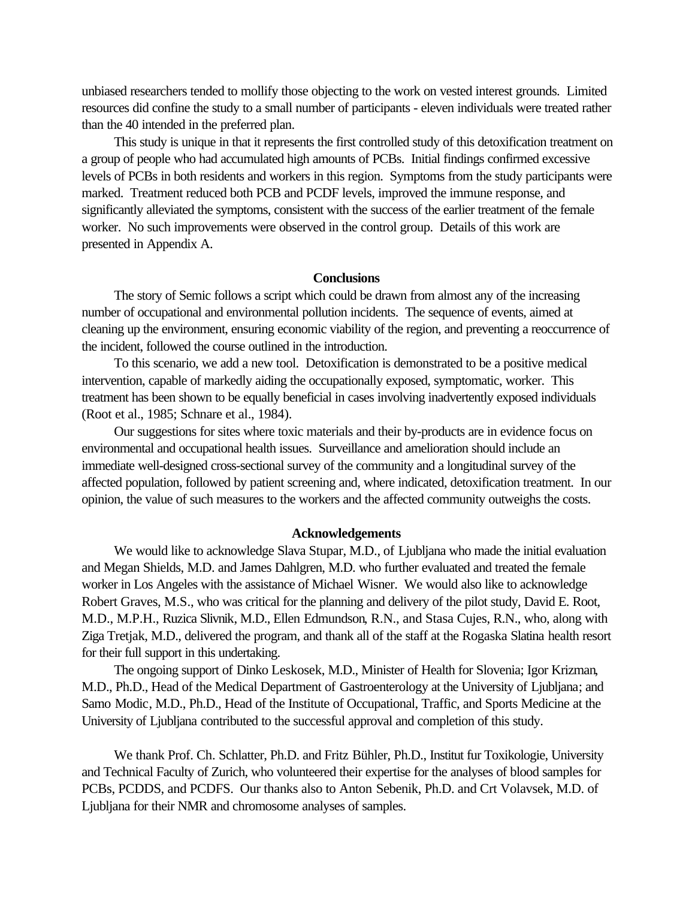unbiased researchers tended to mollify those objecting to the work on vested interest grounds. Limited resources did confine the study to a small number of participants - eleven individuals were treated rather than the 40 intended in the preferred plan.

This study is unique in that it represents the first controlled study of this detoxification treatment on a group of people who had accumulated high amounts of PCBs. Initial findings confirmed excessive levels of PCBs in both residents and workers in this region. Symptoms from the study participants were marked. Treatment reduced both PCB and PCDF levels, improved the immune response, and significantly alleviated the symptoms, consistent with the success of the earlier treatment of the female worker. No such improvements were observed in the control group. Details of this work are presented in Appendix A.

## Conclusions

The story of Semic follows a script which could be drawn from almost any of the increasing number of occupational and environmental pollution incidents. The sequence of events, aimed at cleaning up the environment, ensuring economic viability of the region, and preventing a reoccurrence of the incident, followed the course outlined in the introduction.

To this scenario, we add a new tool. Detoxification is demonstrated to be a positive medical intervention, capable of markedly aiding the occupationally exposed, symptomatic, worker. This treatment has been shown to be equally beneficial in cases involving inadvertently exposed individuals (Root et al., 1985; Schnare et al., 1984).

Our suggestions for sites where toxic materials and their by-products are in evidence focus on environmental and occupational health issues. Surveillance and amelioration should include an immediate well-designed cross-sectional survey of the community and a longitudinal survey of the affected population, followed by patient screening and, where indicated, detoxification treatment. In our opinion, the value of such measures to the workers and the affected community outweighs the costs.

## Acknowledgements

We would like to acknowledge Slava Stupar, M.D., of Ljubljana who made the initial evaluation and Megan Shields, M.D. and James Dahlgren, M.D. who further evaluated and treated the female worker in Los Angeles with the assistance of Michael Wisner. We would also like to acknowledge Robert Graves, M.S., who was critical for the planning and delivery of the pilot study, David E. Root, M.D., M.P.H., Ruzica Slivnik, M.D., Ellen Edmundson, R.N., and Stasa Cujes, R.N., who, along with Ziga Tretjak, M.D., delivered the program, and thank all of the staff at the Rogaska Slatina health resort for their full support in this undertaking.

The ongoing support of Dinko Leskosek, M.D., Minister of Health for Slovenia; Igor Krizman, M.D., Ph.D., Head of the Medical Department of Gastroenterology at the University of Ljubljana; and Samo Modic, M.D., Ph.D., Head of the Institute of Occupational, Traffic, and Sports Medicine at the University of Ljubljana contributed to the successful approval and completion of this study.

We thank Prof. Ch. Schlatter, Ph.D. and Fritz Bühler, Ph.D., Institut fur Toxikologie, University and Technical Faculty of Zurich, who volunteered their expertise for the analyses of blood samples for PCBs, PCDDS, and PCDFS. Our thanks also to Anton Sebenik, Ph.D. and Crt Volavsek, M.D. of Ljubljana for their NMR and chromosome analyses of samples.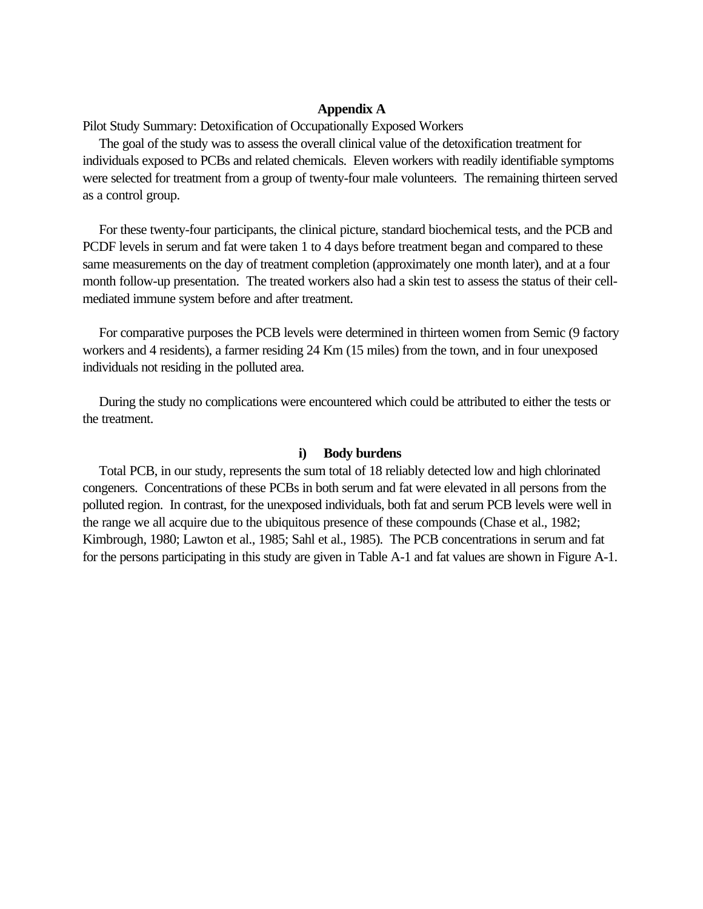## Appendix A

Pilot Study Summary: Detoxification of Occupationally Exposed Workers

The goal of the study was to assess the overall clinical value of the detoxification treatment for individuals exposed to PCBs and related chemicals. Eleven workers with readily identifiable symptoms were selected for treatment from a group of twenty-four male volunteers. The remaining thirteen served as a control group.

For these twenty-four participants, the clinical picture, standard biochemical tests, and the PCB and PCDF levels in serum and fat were taken 1 to 4 days before treatment began and compared to these same measurements on the day of treatment completion (approximately one month later), and at a four month follow-up presentation. The treated workers also had a skin test to assess the status of their cell-mediated immune system before and after treatment.

For comparative purposes the PCB levels were determined in thirteen women from Semic (9 factory workers and 4 residents), a farmer residing 24 Km (15 miles) from the town, and in four unexposed individuals not residing in the polluted area.

During the study no complications were encountered which could be attributed to either the tests or the treatment.

### i) Body burdens

Total PCB, in our study, represents the sum total of 18 reliably detected low and high chlorinated congeners. Concentrations of these PCBs in both serum and fat were elevated in all persons from the polluted region. In contrast, for the unexposed individuals, both fat and serum PCB levels were well in the range we all acquire due to the ubiquitous presence of these compounds (Chase et al., 1982; Kimbrough, 1980; Lawton et al., 1985; Sahl et al., 1985). The PCB concentrations in serum and fat for the persons participating in this study are given in Table A-1 and fat values are shown in Figure A-1.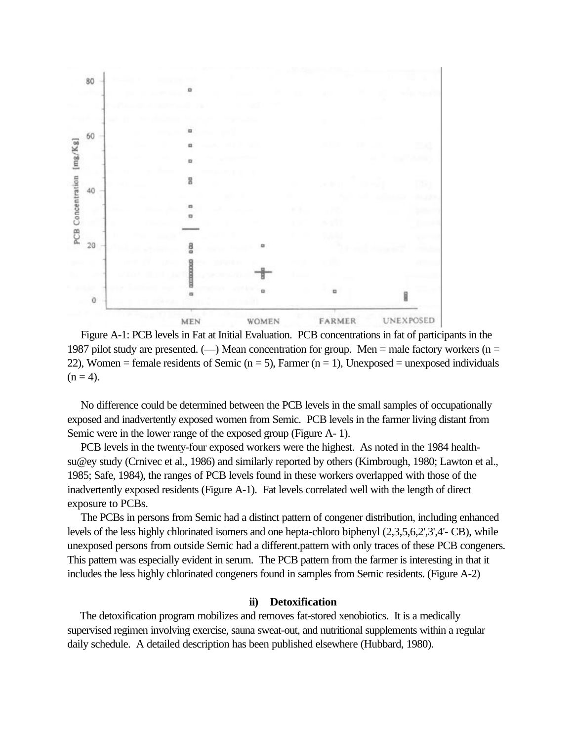80

60

40

20

0

PCB Concentration [mg/Kg]

MEN

WOMEN

FARMER

UNEXPOSED

Figure A-1: PCB levels in Fat at Initial Evaluation. PCB concentrations in fat of participants in the 1987 pilot study are presented. (—) Mean concentration for group. Men = male factory workers (n = 22), Women = female residents of Semic (n = 5), Farmer (n = 1), Unexposed = unexposed individuals (n = 4).

No difference could be determined between the PCB levels in the small samples of occupationally exposed and inadvertently exposed women from Semic. PCB levels in the farmer living distant from Semic were in the lower range of the exposed group (Figure A- 1).

PCB levels in the twenty-four exposed workers were the highest. As noted in the 1984 health-su@ey study (Crnivec et al., 1986) and similarly reported by others (Kimbrough, 1980; Lawton et al., 1985; Safe, 1984), the ranges of PCB levels found in these workers overlapped with those of the inadvertently exposed residents (Figure A-1). Fat levels correlated well with the length of direct exposure to PCBs.

The PCBs in persons from Semic had a distinct pattern of congener distribution, including enhanced levels of the less highly chlorinated isomers and one hepta-chloro biphenyl (2,3,5,6,2',3',4'- CB), while unexposed persons from outside Semic had a different.pattern with only traces of these PCB congeners. This pattern was especially evident in serum. The PCB pattern from the farmer is interesting in that it includes the less highly chlorinated congeners found in samples from Semic residents. (Figure A-2)

### ii) Detoxification

The detoxification program mobilizes and removes fat-stored xenobiotics. It is a medically supervised regimen involving exercise, sauna sweat-out, and nutritional supplements within a regular daily schedule. A detailed description has been published elsewhere (Hubbard, 1980).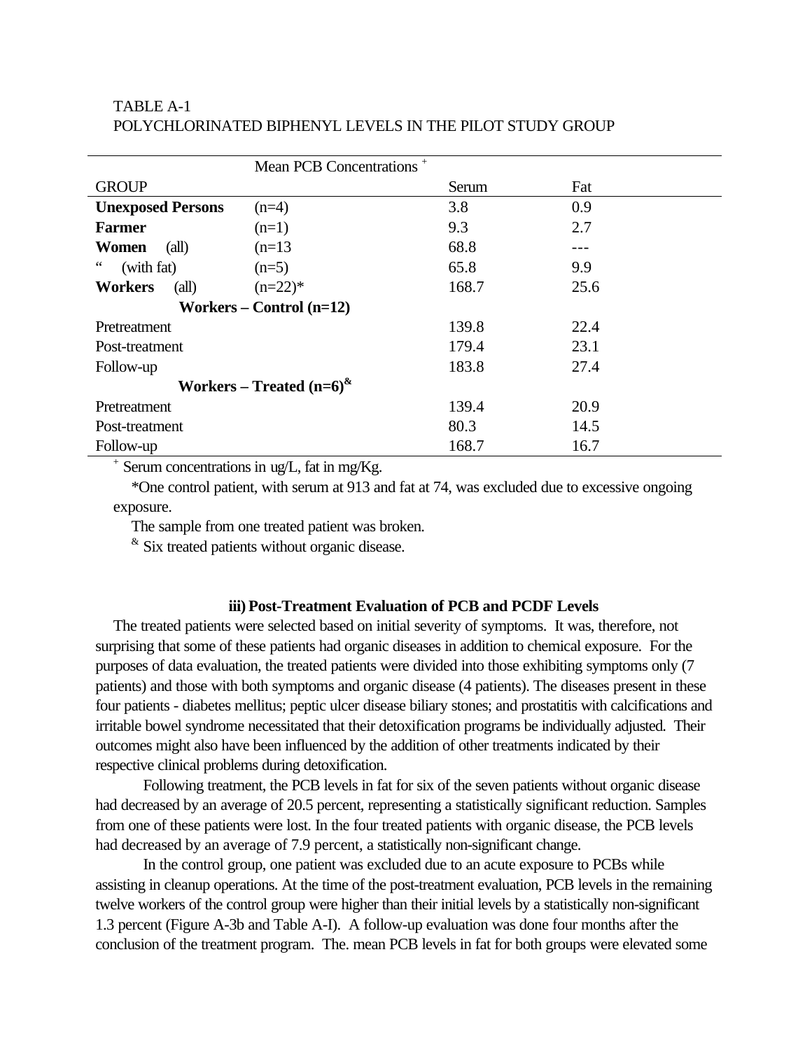TABLE A-1
POLYCHLORINATED BIPHENYL LEVELS IN THE PILOT STUDY GROUP

| | Mean PCB Concentrations + | | |
|---|---|---|---|
| GROUP | | Serum | Fat |
| **Unexposed Persons** | (n=4) | 3.8 | 0.9 |
| **Farmer** | (n=1) | 9.3 | 2.7 |
| **Women** (all) | (n=13 | 68.8 | --- |
| “ (with fat) | (n=5) | 65.8 | 9.9 |
| **Workers** (all) | (n=22)* | 168.7 | 25.6 |
| **Workers – Control (n=12)** | | | |
| Pretreatment | | 139.8 | 22.4 |
| Post-treatment | | 179.4 | 23.1 |
| Follow-up | | 183.8 | 27.4 |
| **Workers – Treated (n=6)&** | | | |
| Pretreatment | | 139.4 | 20.9 |
| Post-treatment | | 80.3 | 14.5 |
| Follow-up | | 168.7 | 16.7 |

+ Serum concentrations in ug/L, fat in mg/Kg.

*One control patient, with serum at 913 and fat at 74, was excluded due to excessive ongoing exposure.

The sample from one treated patient was broken.

& Six treated patients without organic disease.

### iii) Post-Treatment Evaluation of PCB and PCDF Levels

The treated patients were selected based on initial severity of symptoms. It was, therefore, not surprising that some of these patients had organic diseases in addition to chemical exposure. For the purposes of data evaluation, the treated patients were divided into those exhibiting symptoms only (7 patients) and those with both symptoms and organic disease (4 patients). The diseases present in these four patients - diabetes mellitus; peptic ulcer disease biliary stones; and prostatitis with calcifications and irritable bowel syndrome necessitated that their detoxification programs be individually adjusted. Their outcomes might also have been influenced by the addition of other treatments indicated by their respective clinical problems during detoxification.

Following treatment, the PCB levels in fat for six of the seven patients without organic disease had decreased by an average of 20.5 percent, representing a statistically significant reduction. Samples from one of these patients were lost. In the four treated patients with organic disease, the PCB levels had decreased by an average of 7.9 percent, a statistically non-significant change.

In the control group, one patient was excluded due to an acute exposure to PCBs while assisting in cleanup operations. At the time of the post-treatment evaluation, PCB levels in the remaining twelve workers of the control group were higher than their initial levels by a statistically non-significant 1.3 percent (Figure A-3b and Table A-I). A follow-up evaluation was done four months after the conclusion of the treatment program. The. mean PCB levels in fat for both groups were elevated some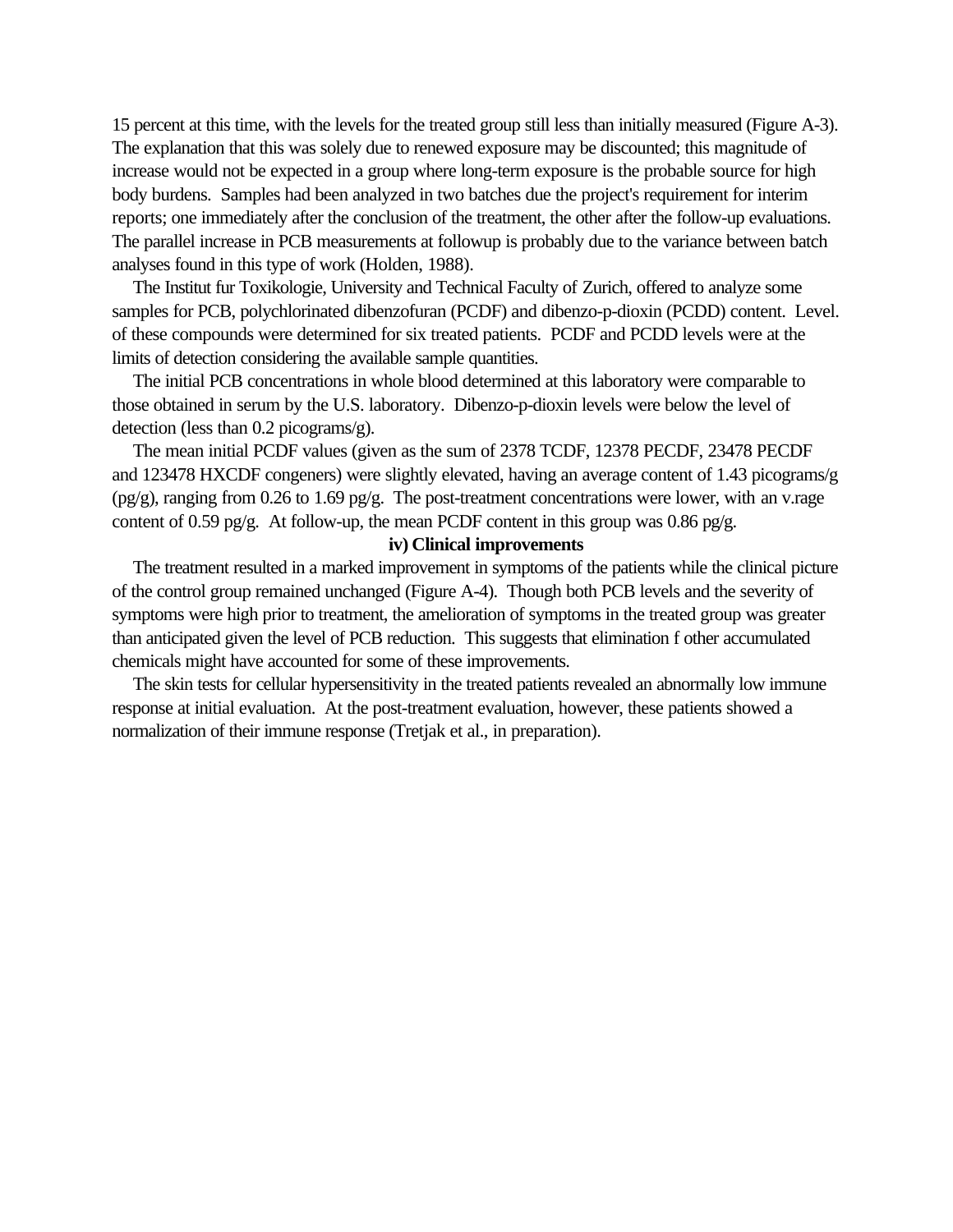15 percent at this time, with the levels for the treated group still less than initially measured (Figure A-3). The explanation that this was solely due to renewed exposure may be discounted; this magnitude of increase would not be expected in a group where long-term exposure is the probable source for high body burdens. Samples had been analyzed in two batches due the project's requirement for interim reports; one immediately after the conclusion of the treatment, the other after the follow-up evaluations. The parallel increase in PCB measurements at followup is probably due to the variance between batch analyses found in this type of work (Holden, 1988).

The Institut fur Toxikologie, University and Technical Faculty of Zurich, offered to analyze some samples for PCB, polychlorinated dibenzofuran (PCDF) and dibenzo-p-dioxin (PCDD) content. Level. of these compounds were determined for six treated patients. PCDF and PCDD levels were at the limits of detection considering the available sample quantities.

The initial PCB concentrations in whole blood determined at this laboratory were comparable to those obtained in serum by the U.S. laboratory. Dibenzo-p-dioxin levels were below the level of detection (less than 0.2 picograms/g).

The mean initial PCDF values (given as the sum of 2378 TCDF, 12378 PECDF, 23478 PECDF and 123478 HXCDF congeners) were slightly elevated, having an average content of 1.43 picograms/g (pg/g), ranging from 0.26 to 1.69 pg/g. The post-treatment concentrations were lower, with an v.rage content of 0.59 pg/g. At follow-up, the mean PCDF content in this group was 0.86 pg/g.

### iv) Clinical improvements

The treatment resulted in a marked improvement in symptoms of the patients while the clinical picture of the control group remained unchanged (Figure A-4). Though both PCB levels and the severity of symptoms were high prior to treatment, the amelioration of symptoms in the treated group was greater than anticipated given the level of PCB reduction. This suggests that elimination f other accumulated chemicals might have accounted for some of these improvements.

The skin tests for cellular hypersensitivity in the treated patients revealed an abnormally low immune response at initial evaluation. At the post-treatment evaluation, however, these patients showed a normalization of their immune response (Tretjak et al., in preparation).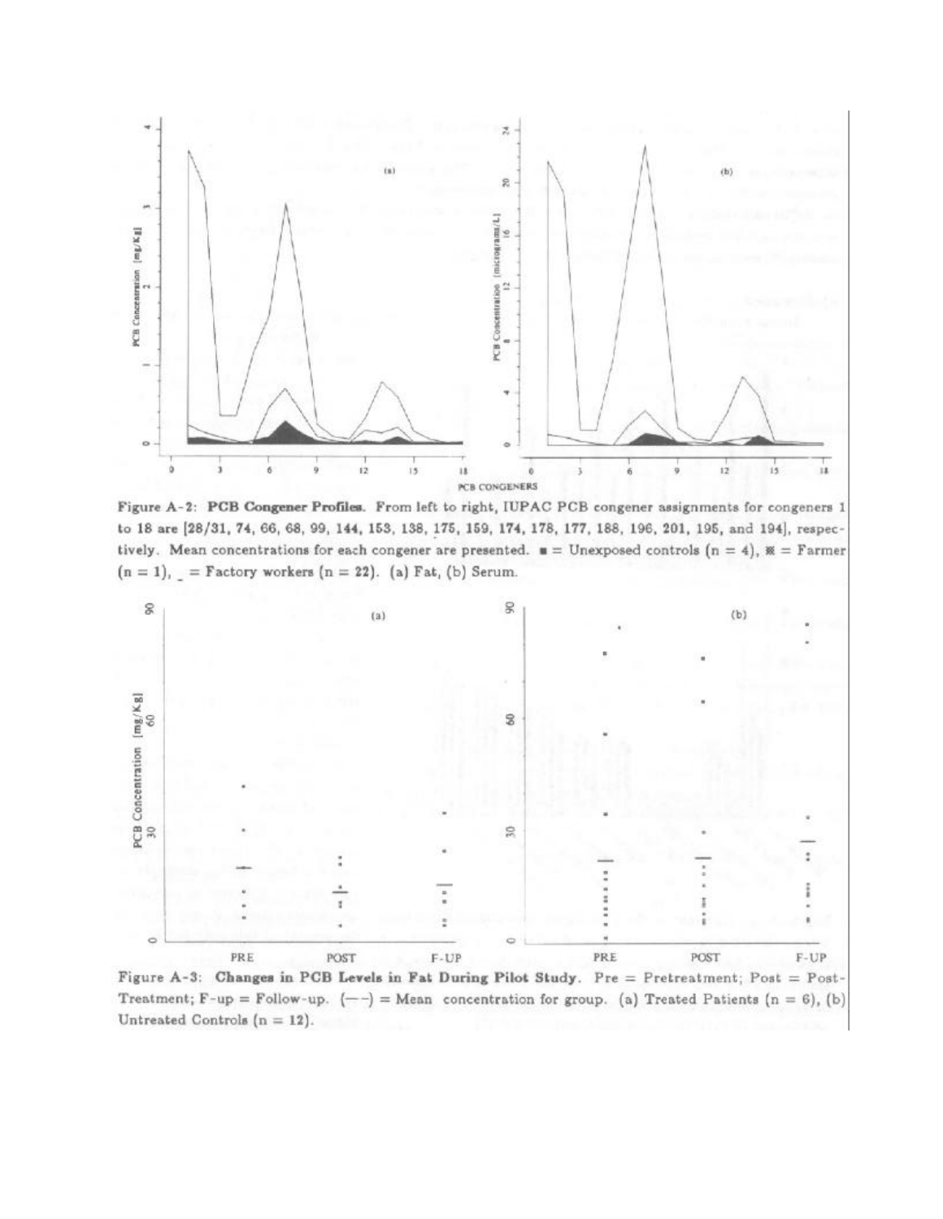(a)

PCB Concentration [mg/Kg]

0
1
2
3
4

0
3
6
9
12
15
18

(b)

PCB Concentration [micrograms/L]

0
4
8
12
16
20
24

0
3
6
9
12
15
18

PCB CONGENERS

Figure A-2: **PCB Congener Profiles.** From left to right, IUPAC PCB congener assignments for congeners 1 to 18 are [28/31, 74, 66, 68, 99, 144, 153, 138, 175, 159, 174, 178, 177, 188, 196, 201, 195, and 194], respectively. Mean concentrations for each congener are presented. ■ = Unexposed controls (n = 4), ▒ = Farmer (n = 1), _ = Factory workers (n = 22). (a) Fat, (b) Serum.

(a)

PCB Concentration [mg/Kg]

0
30
60
90

PRE
POST
F-UP

(b)

0
30
60
90

PRE
POST
F-UP

Figure A-3: **Changes in PCB Levels in Fat During Pilot Study.** Pre = Pretreatment; Post = Post-Treatment; F-up = Follow-up. (—) = Mean concentration for group. (a) Treated Patients (n = 6), (b) Untreated Controls (n = 12).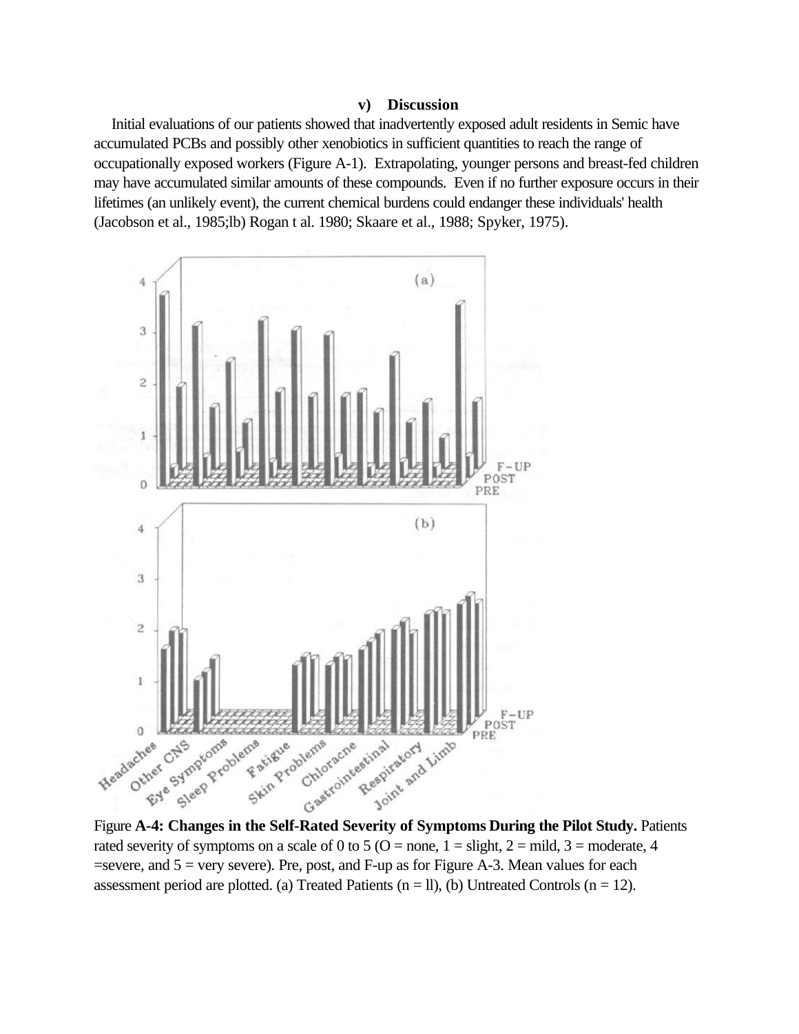### v) Discussion

Initial evaluations of our patients showed that inadvertently exposed adult residents in Semic have accumulated PCBs and possibly other xenobiotics in sufficient quantities to reach the range of occupationally exposed workers (Figure A-1). Extrapolating, younger persons and breast-fed children may have accumulated similar amounts of these compounds. Even if no further exposure occurs in their lifetimes (an unlikely event), the current chemical burdens could endanger these individuals' health (Jacobson et al., 1985;lb) Rogan t al. 1980; Skaare et al., 1988; Spyker, 1975).

(a)

4
3
2
1
0

F-UP
POST
PRE

(b)

4
3
2
1
0

F-UP
POST
PRE

Headaches
Other CNS
Eye Symptoms
Sleep Problems
Fatigue
Skin Problems
Chloracne
Gastrointestinal
Respiratory
Joint and Limb

Figure **A-4: Changes in the Self-Rated Severity of Symptoms During the Pilot Study.** Patients rated severity of symptoms on a scale of 0 to 5 (O = none, 1 = slight, 2 = mild, 3 = moderate, 4 =severe, and 5 = very severe). Pre, post, and F-up as for Figure A-3. Mean values for each assessment period are plotted. (a) Treated Patients (n = ll), (b) Untreated Controls (n = 12).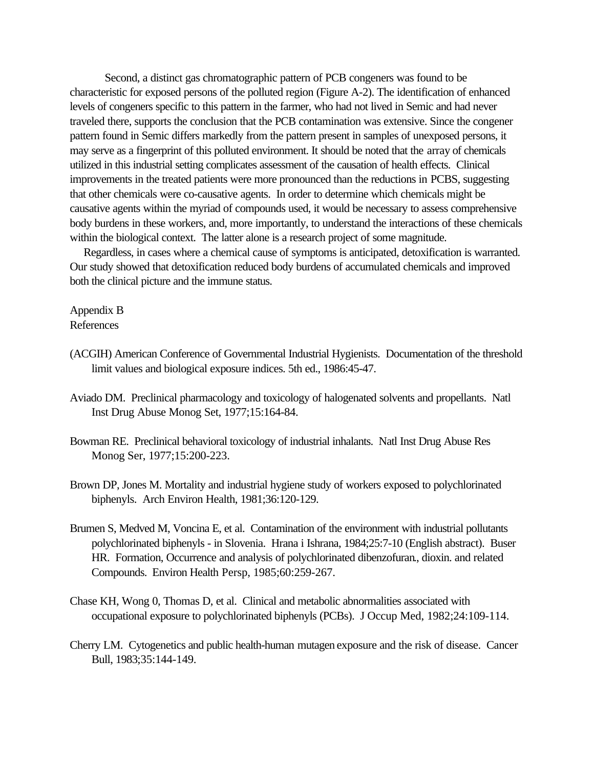Second, a distinct gas chromatographic pattern of PCB congeners was found to be characteristic for exposed persons of the polluted region (Figure A-2). The identification of enhanced levels of congeners specific to this pattern in the farmer, who had not lived in Semic and had never traveled there, supports the conclusion that the PCB contamination was extensive. Since the congener pattern found in Semic differs markedly from the pattern present in samples of unexposed persons, it may serve as a fingerprint of this polluted environment. It should be noted that the array of chemicals utilized in this industrial setting complicates assessment of the causation of health effects. Clinical improvements in the treated patients were more pronounced than the reductions in PCBS, suggesting that other chemicals were co-causative agents. In order to determine which chemicals might be causative agents within the myriad of compounds used, it would be necessary to assess comprehensive body burdens in these workers, and, more importantly, to understand the interactions of these chemicals within the biological context. The latter alone is a research project of some magnitude.

Regardless, in cases where a chemical cause of symptoms is anticipated, detoxification is warranted. Our study showed that detoxification reduced body burdens of accumulated chemicals and improved both the clinical picture and the immune status.

## Appendix B
## References

(ACGIH) American Conference of Governmental Industrial Hygienists. Documentation of the threshold limit values and biological exposure indices. 5th ed., 1986:45-47.

Aviado DM. Preclinical pharmacology and toxicology of halogenated solvents and propellants. Natl Inst Drug Abuse Monog Set, 1977;15:164-84.

Bowman RE. Preclinical behavioral toxicology of industrial inhalants. Natl Inst Drug Abuse Res Monog Ser, 1977;15:200-223.

Brown DP, Jones M. Mortality and industrial hygiene study of workers exposed to polychlorinated biphenyls. Arch Environ Health, 1981;36:120-129.

Brumen S, Medved M, Voncina E, et al. Contamination of the environment with industrial pollutants polychlorinated biphenyls - in Slovenia. Hrana i Ishrana, 1984;25:7-10 (English abstract). Buser HR. Formation, Occurrence and analysis of polychlorinated dibenzofuran., dioxin. and related Compounds. Environ Health Persp, 1985;60:259-267.

Chase KH, Wong 0, Thomas D, et al. Clinical and metabolic abnormalities associated with occupational exposure to polychlorinated biphenyls (PCBs). J Occup Med, 1982;24:109-114.

Cherry LM. Cytogenetics and public health-human mutagen exposure and the risk of disease. Cancer Bull, 1983;35:144-149.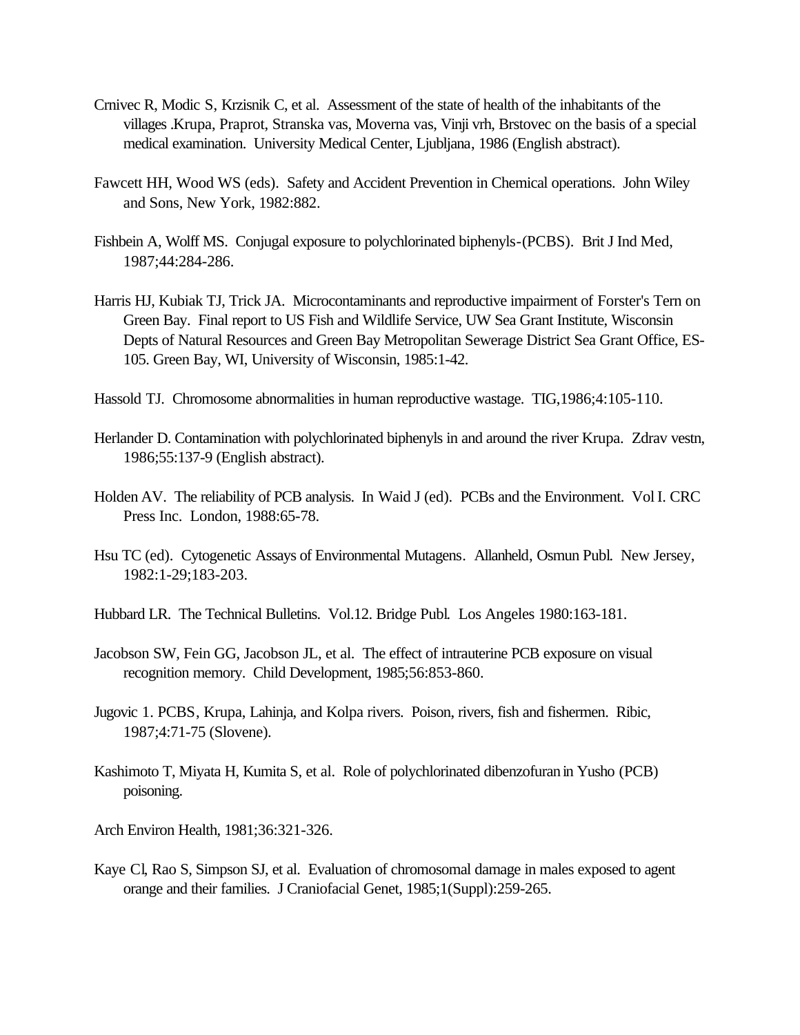Crnivec R, Modic S, Krzisnik C, et al. Assessment of the state of health of the inhabitants of the villages .Krupa, Praprot, Stranska vas, Moverna vas, Vinji vrh, Brstovec on the basis of a special medical examination. University Medical Center, Ljubljana, 1986 (English abstract).

Fawcett HH, Wood WS (eds). Safety and Accident Prevention in Chemical operations. John Wiley and Sons, New York, 1982:882.

Fishbein A, Wolff MS. Conjugal exposure to polychlorinated biphenyls-(PCBS). Brit J Ind Med, 1987;44:284-286.

Harris HJ, Kubiak TJ, Trick JA. Microcontaminants and reproductive impairment of Forster's Tern on Green Bay. Final report to US Fish and Wildlife Service, UW Sea Grant Institute, Wisconsin Depts of Natural Resources and Green Bay Metropolitan Sewerage District Sea Grant Office, ES-105. Green Bay, WI, University of Wisconsin, 1985:1-42.

Hassold TJ. Chromosome abnormalities in human reproductive wastage. TIG,1986;4:105-110.

Herlander D. Contamination with polychlorinated biphenyls in and around the river Krupa. Zdrav vestn, 1986;55:137-9 (English abstract).

Holden AV. The reliability of PCB analysis. In Waid J (ed). PCBs and the Environment. Vol I. CRC Press Inc. London, 1988:65-78.

Hsu TC (ed). Cytogenetic Assays of Environmental Mutagens. Allanheld, Osmun Publ. New Jersey, 1982:1-29;183-203.

Hubbard LR. The Technical Bulletins. Vol.12. Bridge Publ. Los Angeles 1980:163-181.

Jacobson SW, Fein GG, Jacobson JL, et al. The effect of intrauterine PCB exposure on visual recognition memory. Child Development, 1985;56:853-860.

Jugovic 1. PCBS, Krupa, Lahinja, and Kolpa rivers. Poison, rivers, fish and fishermen. Ribic, 1987;4:71-75 (Slovene).

Kashimoto T, Miyata H, Kumita S, et al. Role of polychlorinated dibenzofuran in Yusho (PCB) poisoning.

Arch Environ Health, 1981;36:321-326.

Kaye Cl, Rao S, Simpson SJ, et al. Evaluation of chromosomal damage in males exposed to agent orange and their families. J Craniofacial Genet, 1985;1(Suppl):259-265.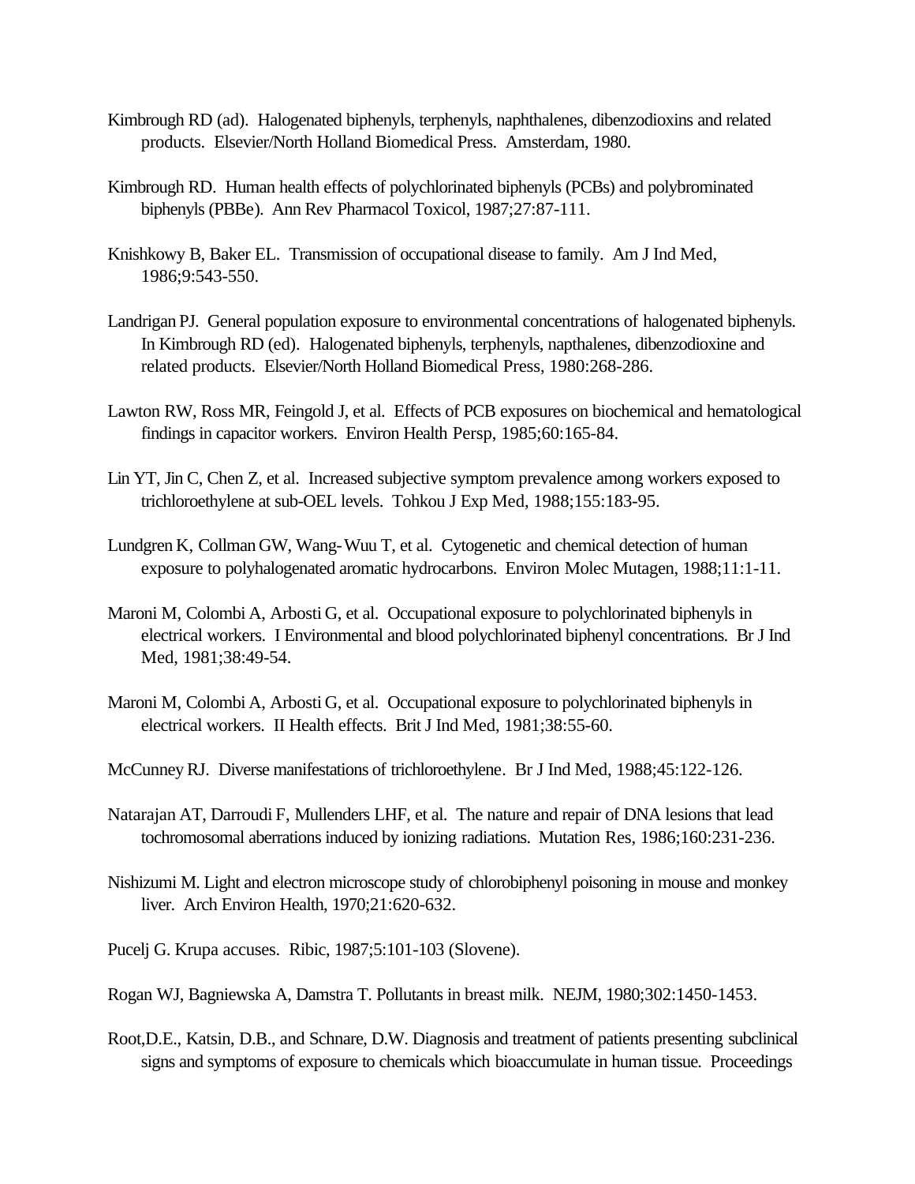Kimbrough RD (ad). Halogenated biphenyls, terphenyls, naphthalenes, dibenzodioxins and related products. Elsevier/North Holland Biomedical Press. Amsterdam, 1980.

Kimbrough RD. Human health effects of polychlorinated biphenyls (PCBs) and polybrominated biphenyls (PBBe). Ann Rev Pharmacol Toxicol, 1987;27:87-111.

Knishkowy B, Baker EL. Transmission of occupational disease to family. Am J Ind Med, 1986;9:543-550.

Landrigan PJ. General population exposure to environmental concentrations of halogenated biphenyls. In Kimbrough RD (ed). Halogenated biphenyls, terphenyls, napthalenes, dibenzodioxine and related products. Elsevier/North Holland Biomedical Press, 1980:268-286.

Lawton RW, Ross MR, Feingold J, et al. Effects of PCB exposures on biochemical and hematological findings in capacitor workers. Environ Health Persp, 1985;60:165-84.

Lin YT, Jin C, Chen Z, et al. Increased subjective symptom prevalence among workers exposed to trichloroethylene at sub-OEL levels. Tohkou J Exp Med, 1988;155:183-95.

Lundgren K, Collman GW, Wang-Wuu T, et al. Cytogenetic and chemical detection of human exposure to polyhalogenated aromatic hydrocarbons. Environ Molec Mutagen, 1988;11:1-11.

Maroni M, Colombi A, Arbosti G, et al. Occupational exposure to polychlorinated biphenyls in electrical workers. I Environmental and blood polychlorinated biphenyl concentrations. Br J Ind Med, 1981;38:49-54.

Maroni M, Colombi A, Arbosti G, et al. Occupational exposure to polychlorinated biphenyls in electrical workers. II Health effects. Brit J Ind Med, 1981;38:55-60.

McCunney RJ. Diverse manifestations of trichloroethylene. Br J Ind Med, 1988;45:122-126.

Natarajan AT, Darroudi F, Mullenders LHF, et al. The nature and repair of DNA lesions that lead tochromosomal aberrations induced by ionizing radiations. Mutation Res, 1986;160:231-236.

Nishizumi M. Light and electron microscope study of chlorobiphenyl poisoning in mouse and monkey liver. Arch Environ Health, 1970;21:620-632.

Pucelj G. Krupa accuses. Ribic, 1987;5:101-103 (Slovene).

Rogan WJ, Bagniewska A, Damstra T. Pollutants in breast milk. NEJM, 1980;302:1450-1453.

Root,D.E., Katsin, D.B., and Schnare, D.W. Diagnosis and treatment of patients presenting subclinical signs and symptoms of exposure to chemicals which bioaccumulate in human tissue. Proceedings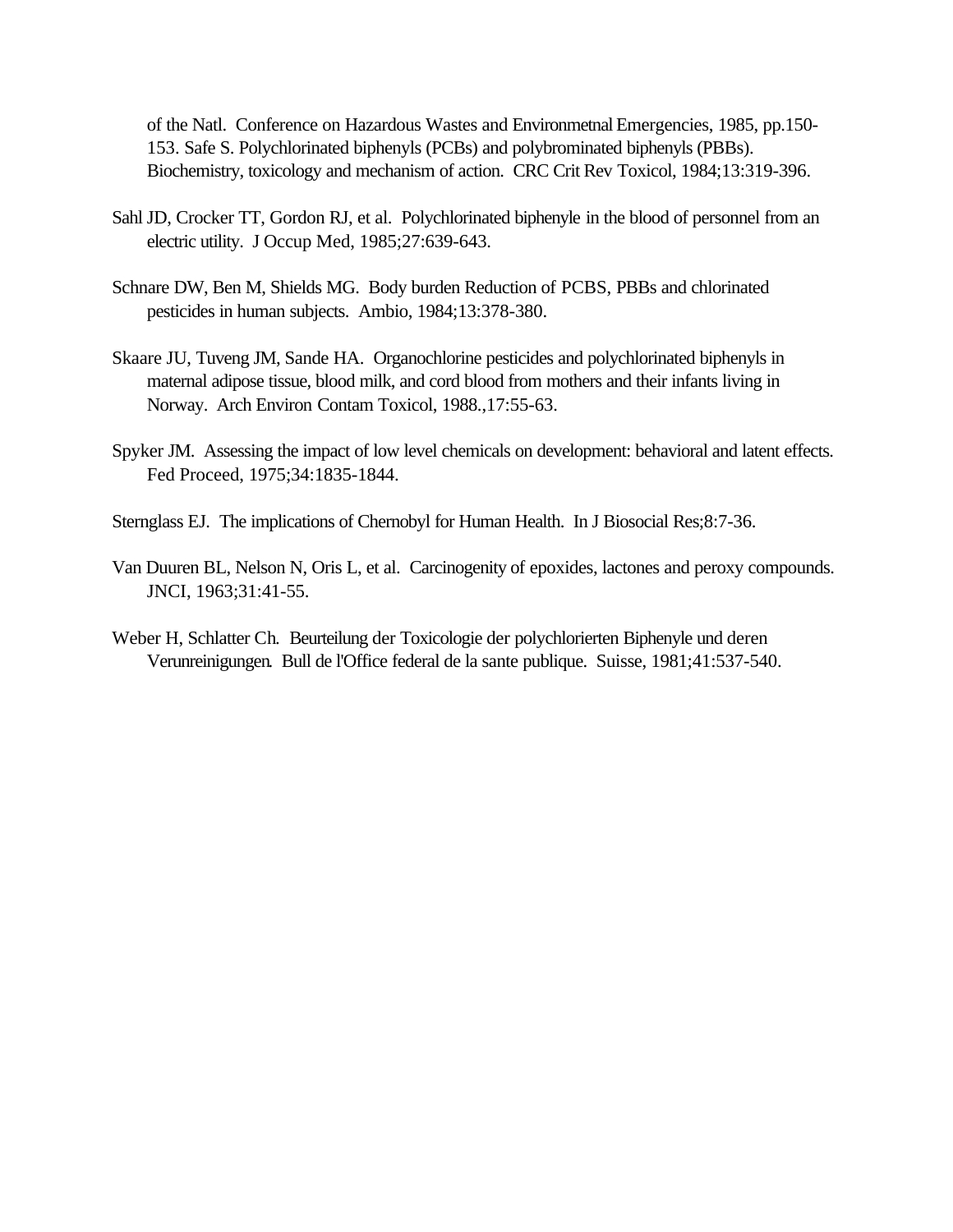of the Natl. Conference on Hazardous Wastes and Environmetnal Emergencies, 1985, pp.150-153. Safe S. Polychlorinated biphenyls (PCBs) and polybrominated biphenyls (PBBs). Biochemistry, toxicology and mechanism of action. CRC Crit Rev Toxicol, 1984;13:319-396.

Sahl JD, Crocker TT, Gordon RJ, et al. Polychlorinated biphenyle in the blood of personnel from an electric utility. J Occup Med, 1985;27:639-643.

Schnare DW, Ben M, Shields MG. Body burden Reduction of PCBS, PBBs and chlorinated pesticides in human subjects. Ambio, 1984;13:378-380.

Skaare JU, Tuveng JM, Sande HA. Organochlorine pesticides and polychlorinated biphenyls in maternal adipose tissue, blood milk, and cord blood from mothers and their infants living in Norway. Arch Environ Contam Toxicol, 1988.,17:55-63.

Spyker JM. Assessing the impact of low level chemicals on development: behavioral and latent effects. Fed Proceed, 1975;34:1835-1844.

Sternglass EJ. The implications of Chernobyl for Human Health. In J Biosocial Res;8:7-36.

Van Duuren BL, Nelson N, Oris L, et al. Carcinogenity of epoxides, lactones and peroxy compounds. JNCI, 1963;31:41-55.

Weber H, Schlatter Ch. Beurteilung der Toxicologie der polychlorierten Biphenyle und deren Verunreinigungen. Bull de l'Office federal de la sante publique. Suisse, 1981;41:537-540.